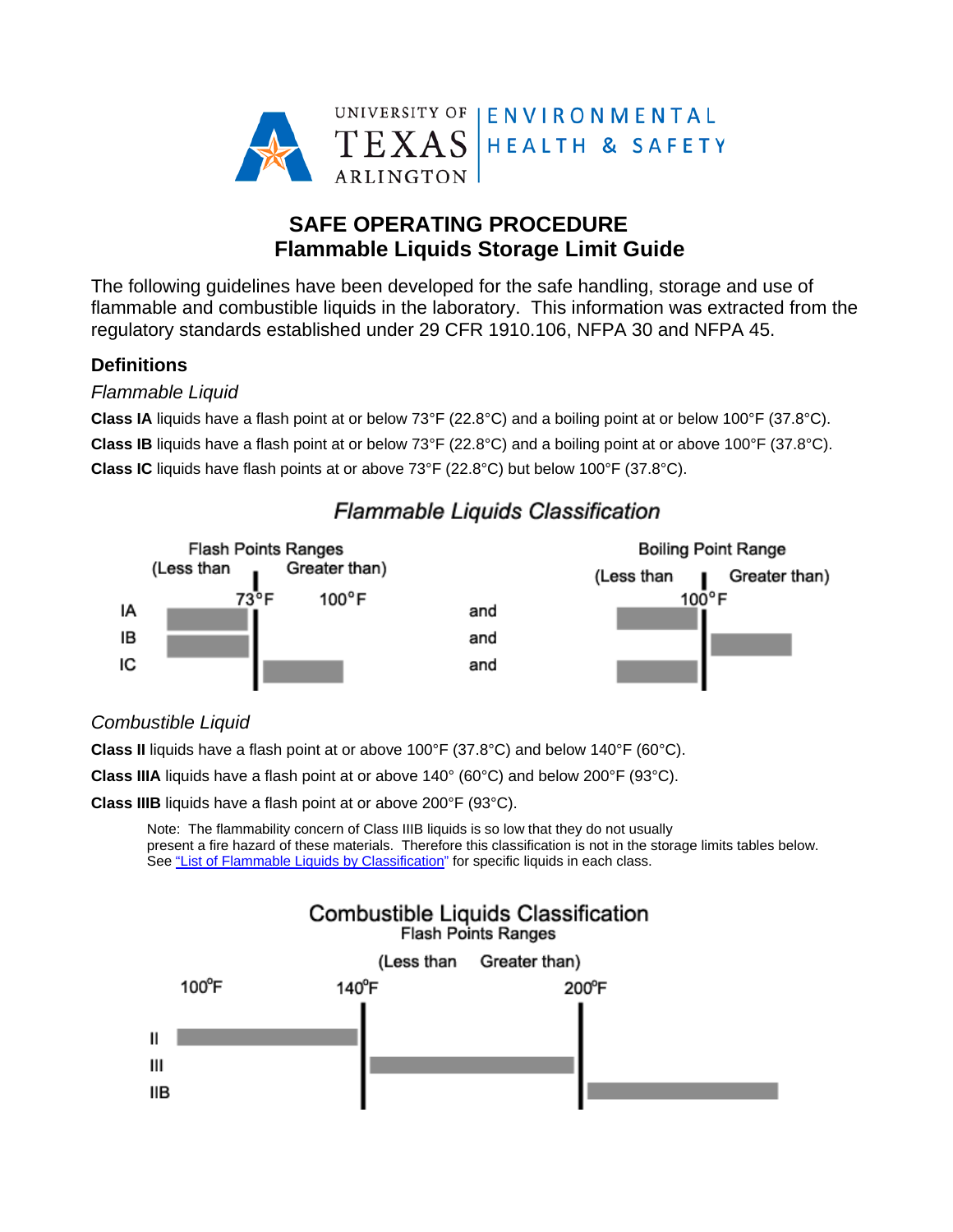UNIVERSITY OF TEXAS ARLINGTON | ENVIRONMENTAL HEALTH & SAFETY

# SAFE OPERATING PROCEDURE
# Flammable Liquids Storage Limit Guide

The following guidelines have been developed for the safe handling, storage and use of flammable and combustible liquids in the laboratory. This information was extracted from the regulatory standards established under 29 CFR 1910.106, NFPA 30 and NFPA 45.

## Definitions

*Flammable Liquid*

**Class IA** liquids have a flash point at or below 73°F (22.8°C) and a boiling point at or below 100°F (37.8°C).

**Class IB** liquids have a flash point at or below 73°F (22.8°C) and a boiling point at or above 100°F (37.8°C).

**Class IC** liquids have flash points at or above 73°F (22.8°C) but below 100°F (37.8°C).

*Flammable Liquids Classification*

| | Flash Points Ranges | | | Boiling Point Range | |
|---|---|---|---|---|---|
| | (Less than) 73°F | (Greater than) 73°F, below 100°F | | (Less than) 100°F | (Greater than) 100°F |
| IA | ■ | | and | ■ | |
| IB | ■ | | and | | ■ |
| IC | | ■ | and | ■ | |

*Combustible Liquid*

**Class II** liquids have a flash point at or above 100°F (37.8°C) and below 140°F (60°C).

**Class IIIA** liquids have a flash point at or above 140° (60°C) and below 200°F (93°C).

**Class IIIB** liquids have a flash point at or above 200°F (93°C).

> Note: The flammability concern of Class IIIB liquids is so low that they do not usually present a fire hazard of these materials. Therefore this classification is not in the storage limits tables below. See "List of Flammable Liquids by Classification" for specific liquids in each class.

*Combustible Liquids Classification*

Flash Points Ranges (Less than / Greater than)

| | 100°F – 140°F | 140°F – 200°F | Greater than 200°F |
|---|---|---|---|
| II | ■ | | |
| III | | ■ | |
| IIB | | | ■ |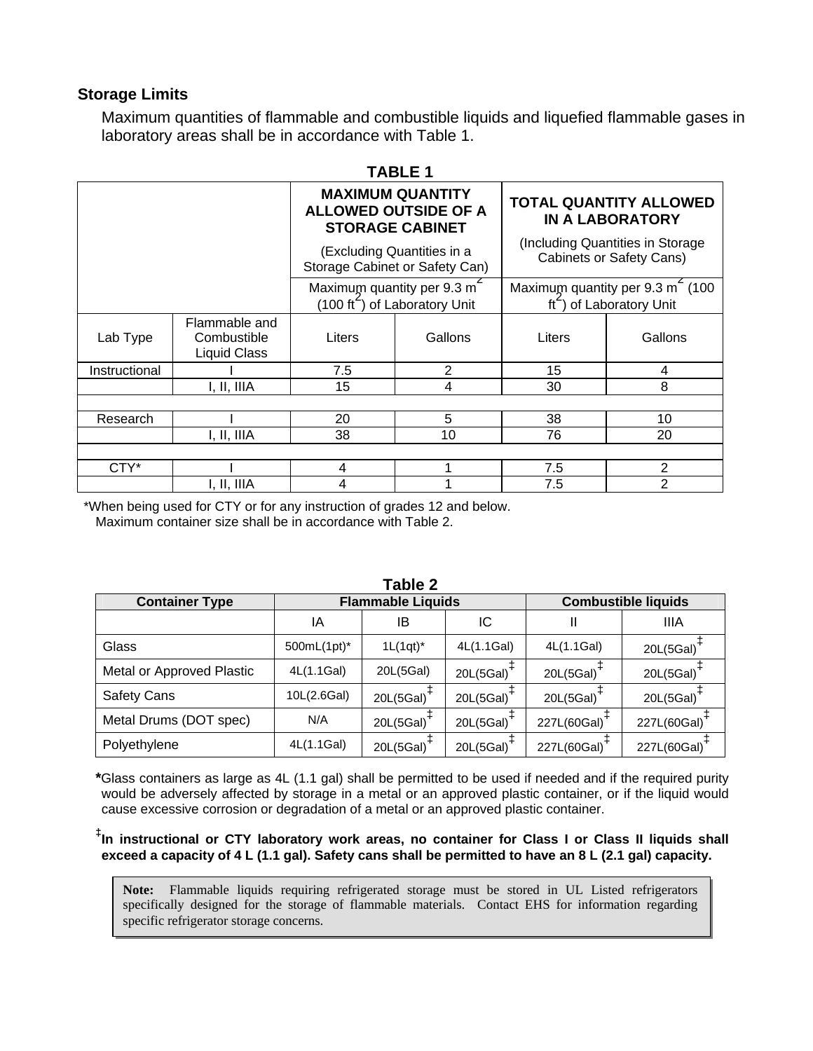### Storage Limits

Maximum quantities of flammable and combustible liquids and liquefied flammable gases in laboratory areas shall be in accordance with Table 1.

**TABLE 1**

| | | MAXIMUM QUANTITY ALLOWED OUTSIDE OF A STORAGE CABINET (Excluding Quantities in a Storage Cabinet or Safety Can) Maximum quantity per 9.3 $m^2$ (100 $ft^2$) of Laboratory Unit | | TOTAL QUANTITY ALLOWED IN A LABORATORY (Including Quantities in Storage Cabinets or Safety Cans) Maximum quantity per 9.3 $m^2$ (100 $ft^2$) of Laboratory Unit | |
|---|---|---|---|---|---|
| Lab Type | Flammable and Combustible Liquid Class | Liters | Gallons | Liters | Gallons |
| Instructional | I | 7.5 | 2 | 15 | 4 |
| | I, II, IIIA | 15 | 4 | 30 | 8 |
| | | | | | |
| Research | I | 20 | 5 | 38 | 10 |
| | I, II, IIIA | 38 | 10 | 76 | 20 |
| | | | | | |
| CTY* | I | 4 | 1 | 7.5 | 2 |
| | I, II, IIIA | 4 | 1 | 7.5 | 2 |

*When being used for CTY or for any instruction of grades 12 and below.
Maximum container size shall be in accordance with Table 2.

**Table 2**

| Container Type | Flammable Liquids | | | Combustible liquids | |
|---|---|---|---|---|---|
| | IA | IB | IC | II | IIIA |
| Glass | 500mL(1pt)* | 1L(1qt)* | 4L(1.1Gal) | 4L(1.1Gal) | 20L(5Gal)‡ |
| Metal or Approved Plastic | 4L(1.1Gal) | 20L(5Gal) | 20L(5Gal)‡ | 20L(5Gal)‡ | 20L(5Gal)‡ |
| Safety Cans | 10L(2.6Gal) | 20L(5Gal)‡ | 20L(5Gal)‡ | 20L(5Gal)‡ | 20L(5Gal)‡ |
| Metal Drums (DOT spec) | N/A | 20L(5Gal)‡ | 20L(5Gal)‡ | 227L(60Gal)‡ | 227L(60Gal)‡ |
| Polyethylene | 4L(1.1Gal) | 20L(5Gal)‡ | 20L(5Gal)‡ | 227L(60Gal)‡ | 227L(60Gal)‡ |

***Glass containers as large as 4L (1.1 gal) shall be permitted to be used if needed and if the required purity would be adversely affected by storage in a metal or an approved plastic container, or if the liquid would cause excessive corrosion or degradation of a metal or an approved plastic container.

**‡In instructional or CTY laboratory work areas, no container for Class I or Class II liquids shall exceed a capacity of 4 L (1.1 gal). Safety cans shall be permitted to have an 8 L (2.1 gal) capacity.**

> **Note:** Flammable liquids requiring refrigerated storage must be stored in UL Listed refrigerators specifically designed for the storage of flammable materials. Contact EHS for information regarding specific refrigerator storage concerns.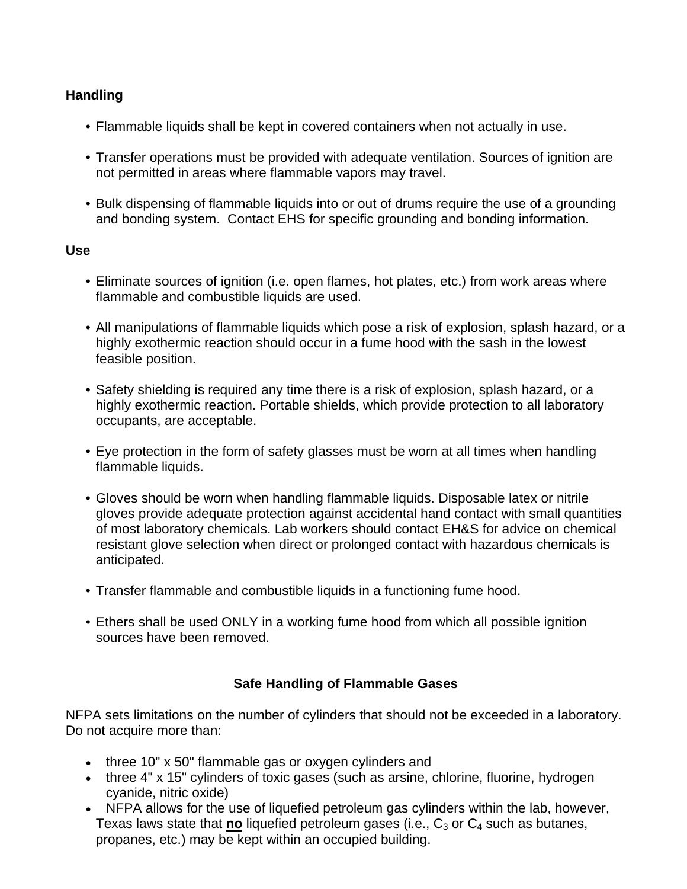**Handling**

- Flammable liquids shall be kept in covered containers when not actually in use.
- Transfer operations must be provided with adequate ventilation. Sources of ignition are not permitted in areas where flammable vapors may travel.
- Bulk dispensing of flammable liquids into or out of drums require the use of a grounding and bonding system.  Contact EHS for specific grounding and bonding information.

**Use**

- Eliminate sources of ignition (i.e. open flames, hot plates, etc.) from work areas where flammable and combustible liquids are used.
- All manipulations of flammable liquids which pose a risk of explosion, splash hazard, or a highly exothermic reaction should occur in a fume hood with the sash in the lowest feasible position.
- Safety shielding is required any time there is a risk of explosion, splash hazard, or a highly exothermic reaction. Portable shields, which provide protection to all laboratory occupants, are acceptable.
- Eye protection in the form of safety glasses must be worn at all times when handling flammable liquids.
- Gloves should be worn when handling flammable liquids. Disposable latex or nitrile gloves provide adequate protection against accidental hand contact with small quantities of most laboratory chemicals. Lab workers should contact EH&S for advice on chemical resistant glove selection when direct or prolonged contact with hazardous chemicals is anticipated.
- Transfer flammable and combustible liquids in a functioning fume hood.
- Ethers shall be used ONLY in a working fume hood from which all possible ignition sources have been removed.

**Safe Handling of Flammable Gases**

NFPA sets limitations on the number of cylinders that should not be exceeded in a laboratory. Do not acquire more than:

- three 10" x 50" flammable gas or oxygen cylinders and
- three 4" x 15" cylinders of toxic gases (such as arsine, chlorine, fluorine, hydrogen cyanide, nitric oxide)
- NFPA allows for the use of liquefied petroleum gas cylinders within the lab, however, Texas laws state that **no** liquefied petroleum gases (i.e., $C_3$ or $C_4$ such as butanes, propanes, etc.) may be kept within an occupied building.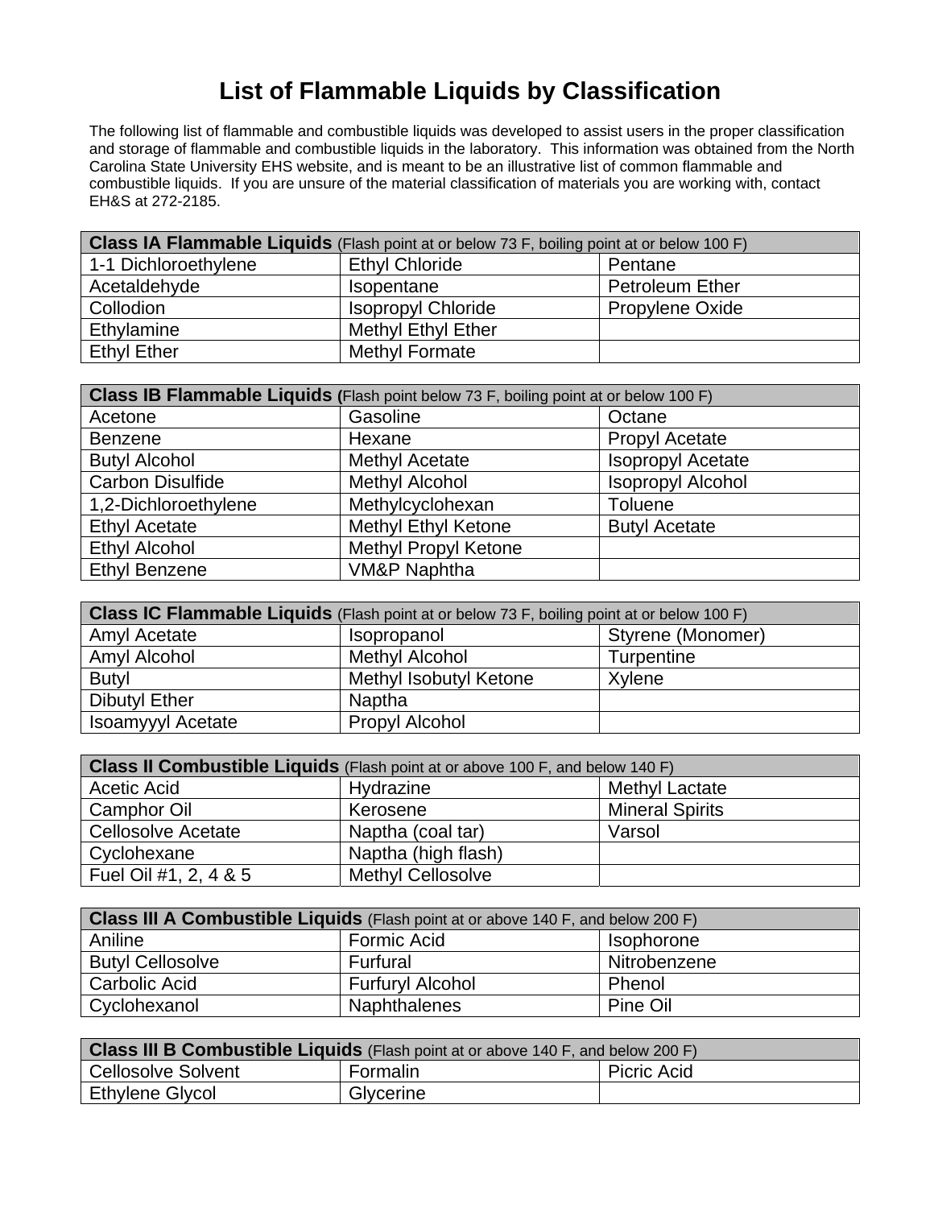# List of Flammable Liquids by Classification

The following list of flammable and combustible liquids was developed to assist users in the proper classification and storage of flammable and combustible liquids in the laboratory. This information was obtained from the North Carolina State University EHS website, and is meant to be an illustrative list of common flammable and combustible liquids. If you are unsure of the material classification of materials you are working with, contact EH&S at 272-2185.

| **Class IA Flammable Liquids** (Flash point at or below 73 F, boiling point at or below 100 F) | | |
|---|---|---|
| 1-1 Dichloroethylene | Ethyl Chloride | Pentane |
| Acetaldehyde | Isopentane | Petroleum Ether |
| Collodion | Isopropyl Chloride | Propylene Oxide |
| Ethylamine | Methyl Ethyl Ether | |
| Ethyl Ether | Methyl Formate | |

| **Class IB Flammable Liquids** (Flash point below 73 F, boiling point at or below 100 F) | | |
|---|---|---|
| Acetone | Gasoline | Octane |
| Benzene | Hexane | Propyl Acetate |
| Butyl Alcohol | Methyl Acetate | Isopropyl Acetate |
| Carbon Disulfide | Methyl Alcohol | Isopropyl Alcohol |
| 1,2-Dichloroethylene | Methylcyclohexan | Toluene |
| Ethyl Acetate | Methyl Ethyl Ketone | Butyl Acetate |
| Ethyl Alcohol | Methyl Propyl Ketone | |
| Ethyl Benzene | VM&P Naphtha | |

| **Class IC Flammable Liquids** (Flash point at or below 73 F, boiling point at or below 100 F) | | |
|---|---|---|
| Amyl Acetate | Isopropanol | Styrene (Monomer) |
| Amyl Alcohol | Methyl Alcohol | Turpentine |
| Butyl | Methyl Isobutyl Ketone | Xylene |
| Dibutyl Ether | Naptha | |
| Isoamyyyl Acetate | Propyl Alcohol | |

| **Class II Combustible Liquids** (Flash point at or above 100 F, and below 140 F) | | |
|---|---|---|
| Acetic Acid | Hydrazine | Methyl Lactate |
| Camphor Oil | Kerosene | Mineral Spirits |
| Cellosolve Acetate | Naptha (coal tar) | Varsol |
| Cyclohexane | Naptha (high flash) | |
| Fuel Oil #1, 2, 4 & 5 | Methyl Cellosolve | |

| **Class III A Combustible Liquids** (Flash point at or above 140 F, and below 200 F) | | |
|---|---|---|
| Aniline | Formic Acid | Isophorone |
| Butyl Cellosolve | Furfural | Nitrobenzene |
| Carbolic Acid | Furfuryl Alcohol | Phenol |
| Cyclohexanol | Naphthalenes | Pine Oil |

| **Class III B Combustible Liquids** (Flash point at or above 140 F, and below 200 F) | | |
|---|---|---|
| Cellosolve Solvent | Formalin | Picric Acid |
| Ethylene Glycol | Glycerine | |